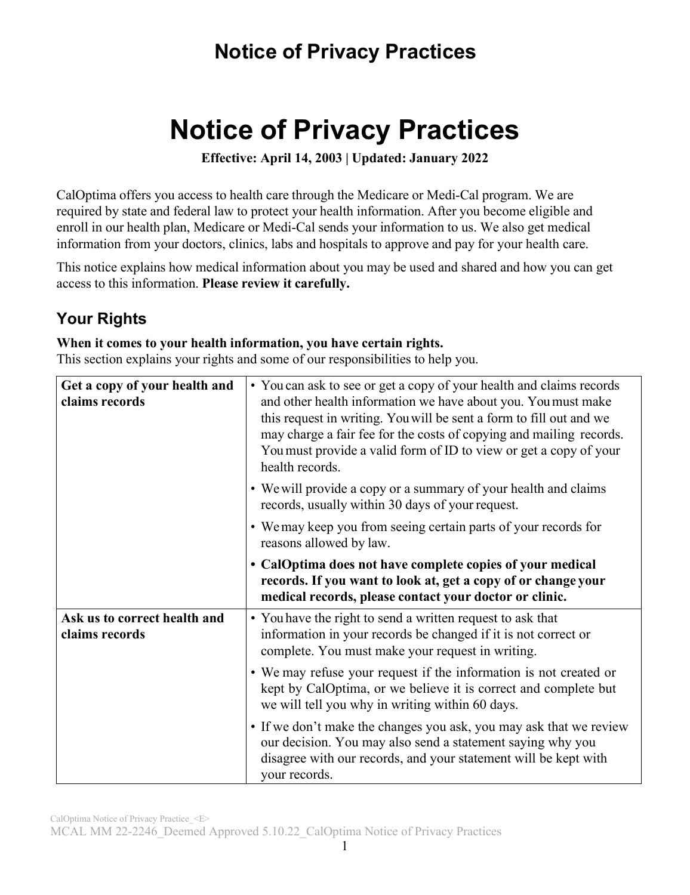# Notice of Privacy Practices

**Effective: April 14, 2003 | Updated: January 2022**

CalOptima offers you access to health care through the Medicare or Medi-Cal program. We are required by state and federal law to protect your health information. After you become eligible and enroll in our health plan, Medicare or Medi-Cal sends your information to us. We also get medical information from your doctors, clinics, labs and hospitals to approve and pay for your health care.

This notice explains how medical information about you may be used and shared and how you can get access to this information. **Please review it carefully.**

## Your Rights

**When it comes to your health information, you have certain rights.**
This section explains your rights and some of our responsibilities to help you.

| | |
|---|---|
| **Get a copy of your health and claims records** | • You can ask to see or get a copy of your health and claims records and other health information we have about you. You must make this request in writing. You will be sent a form to fill out and we may charge a fair fee for the costs of copying and mailing records. You must provide a valid form of ID to view or get a copy of your health records.<br>• We will provide a copy or a summary of your health and claims records, usually within 30 days of your request.<br>• We may keep you from seeing certain parts of your records for reasons allowed by law.<br>• **CalOptima does not have complete copies of your medical records. If you want to look at, get a copy of or change your medical records, please contact your doctor or clinic.** |
| **Ask us to correct health and claims records** | • You have the right to send a written request to ask that information in your records be changed if it is not correct or complete. You must make your request in writing.<br>• We may refuse your request if the information is not created or kept by CalOptima, or we believe it is correct and complete but we will tell you why in writing within 60 days.<br>• If we don't make the changes you ask, you may ask that we review our decision. You may also send a statement saying why you disagree with our records, and your statement will be kept with your records. |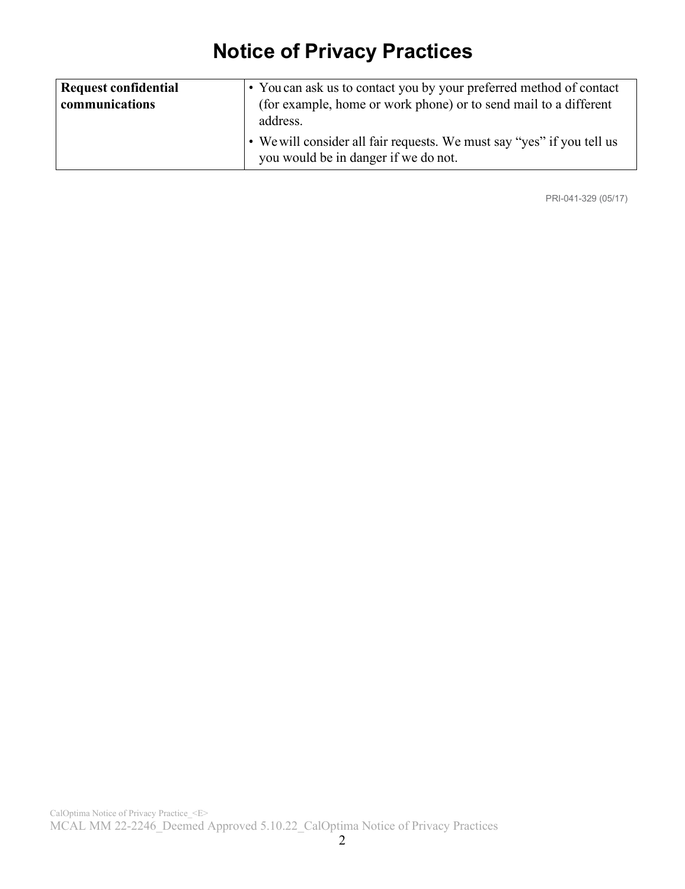# Notice of Privacy Practices

| Request confidential communications | • You can ask us to contact you by your preferred method of contact (for example, home or work phone) or to send mail to a different address.<br>• We will consider all fair requests. We must say "yes" if you tell us you would be in danger if we do not. |
|---|---|

PRI-041-329 (05/17)

CalOptima Notice of Privacy Practice_<E>
MCAL MM 22-2246_Deemed Approved 5.10.22_CalOptima Notice of Privacy Practices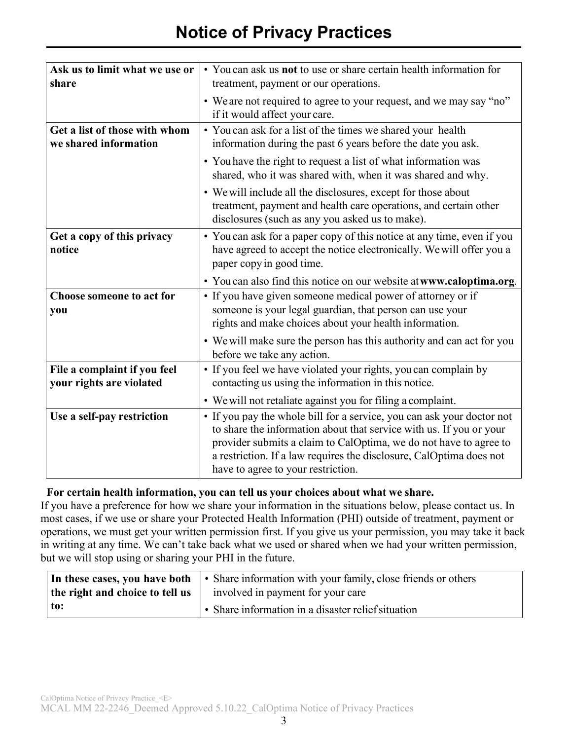# Notice of Privacy Practices

| | |
|---|---|
| **Ask us to limit what we use or share** | • You can ask us **not** to use or share certain health information for treatment, payment or our operations.<br>• We are not required to agree to your request, and we may say "no" if it would affect your care. |
| **Get a list of those with whom we shared information** | • You can ask for a list of the times we shared your health information during the past 6 years before the date you ask.<br>• You have the right to request a list of what information was shared, who it was shared with, when it was shared and why.<br>• We will include all the disclosures, except for those about treatment, payment and health care operations, and certain other disclosures (such as any you asked us to make). |
| **Get a copy of this privacy notice** | • You can ask for a paper copy of this notice at any time, even if you have agreed to accept the notice electronically. We will offer you a paper copy in good time.<br>• You can also find this notice on our website at **www.caloptima.org**. |
| **Choose someone to act for you** | • If you have given someone medical power of attorney or if someone is your legal guardian, that person can use your rights and make choices about your health information.<br>• We will make sure the person has this authority and can act for you before we take any action. |
| **File a complaint if you feel your rights are violated** | • If you feel we have violated your rights, you can complain by contacting us using the information in this notice.<br>• We will not retaliate against you for filing a complaint. |
| **Use a self-pay restriction** | • If you pay the whole bill for a service, you can ask your doctor not to share the information about that service with us. If you or your provider submits a claim to CalOptima, we do not have to agree to a restriction. If a law requires the disclosure, CalOptima does not have to agree to your restriction. |

**For certain health information, you can tell us your choices about what we share.**

If you have a preference for how we share your information in the situations below, please contact us. In most cases, if we use or share your Protected Health Information (PHI) outside of treatment, payment or operations, we must get your written permission first. If you give us your permission, you may take it back in writing at any time. We can't take back what we used or shared when we had your written permission, but we will stop using or sharing your PHI in the future.

| | |
|---|---|
| **In these cases, you have both the right and choice to tell us to:** | • Share information with your family, close friends or others involved in payment for your care<br>• Share information in a disaster relief situation |

CalOptima Notice of Privacy Practice_<E>

MCAL MM 22-2246_Deemed Approved 5.10.22_CalOptima Notice of Privacy Practices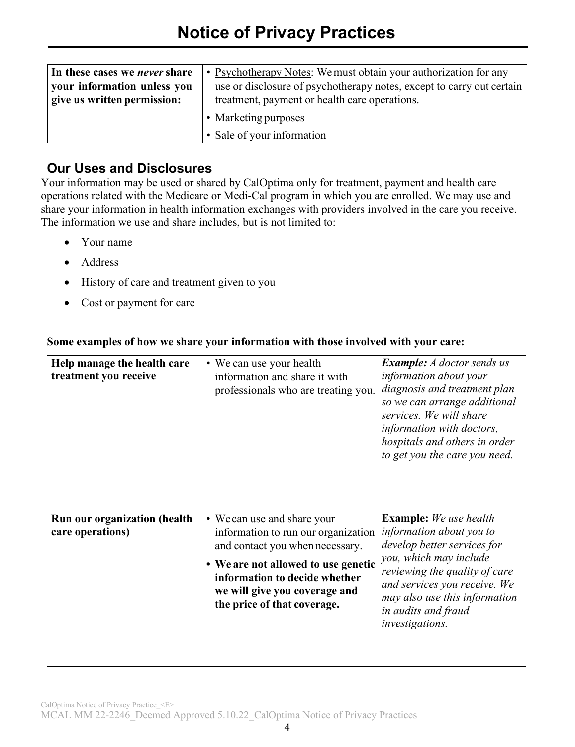# Notice of Privacy Practices

| In these cases we *never* share your information unless you give us written permission: | • Psychotherapy Notes: We must obtain your authorization for any use or disclosure of psychotherapy notes, except to carry out certain treatment, payment or health care operations.<br>• Marketing purposes<br>• Sale of your information |
|---|---|

## Our Uses and Disclosures

Your information may be used or shared by CalOptima only for treatment, payment and health care operations related with the Medicare or Medi-Cal program in which you are enrolled. We may use and share your information in health information exchanges with providers involved in the care you receive. The information we use and share includes, but is not limited to:

- Your name
- Address
- History of care and treatment given to you
- Cost or payment for care

**Some examples of how we share your information with those involved with your care:**

| **Help manage the health care treatment you receive** | • We can use your health information and share it with professionals who are treating you. | ***Example:*** *A doctor sends us information about your diagnosis and treatment plan so we can arrange additional services. We will share information with doctors, hospitals and others in order to get you the care you need.* |
|---|---|---|
| **Run our organization (health care operations)** | • We can use and share your information to run our organization and contact you when necessary.<br>• **We are not allowed to use genetic information to decide whether we will give you coverage and the price of that coverage.** | **Example:** *We use health information about you to develop better services for you, which may include reviewing the quality of care and services you receive. We may also use this information in audits and fraud investigations.* |

CalOptima Notice of Privacy Practice_<E>
MCAL MM 22-2246_Deemed Approved 5.10.22_CalOptima Notice of Privacy Practices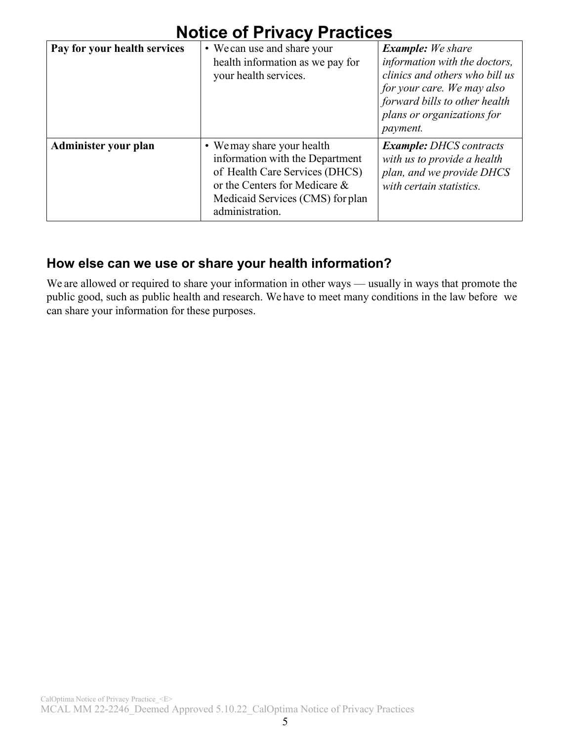# Notice of Privacy Practices

| | | |
|---|---|---|
| **Pay for your health services** | • We can use and share your health information as we pay for your health services. | ***Example:*** *We share information with the doctors, clinics and others who bill us for your care. We may also forward bills to other health plans or organizations for payment.* |
| **Administer your plan** | • We may share your health information with the Department of Health Care Services (DHCS) or the Centers for Medicare & Medicaid Services (CMS) for plan administration. | ***Example:*** *DHCS contracts with us to provide a health plan, and we provide DHCS with certain statistics.* |

## How else can we use or share your health information?

We are allowed or required to share your information in other ways — usually in ways that promote the public good, such as public health and research. We have to meet many conditions in the law before we can share your information for these purposes.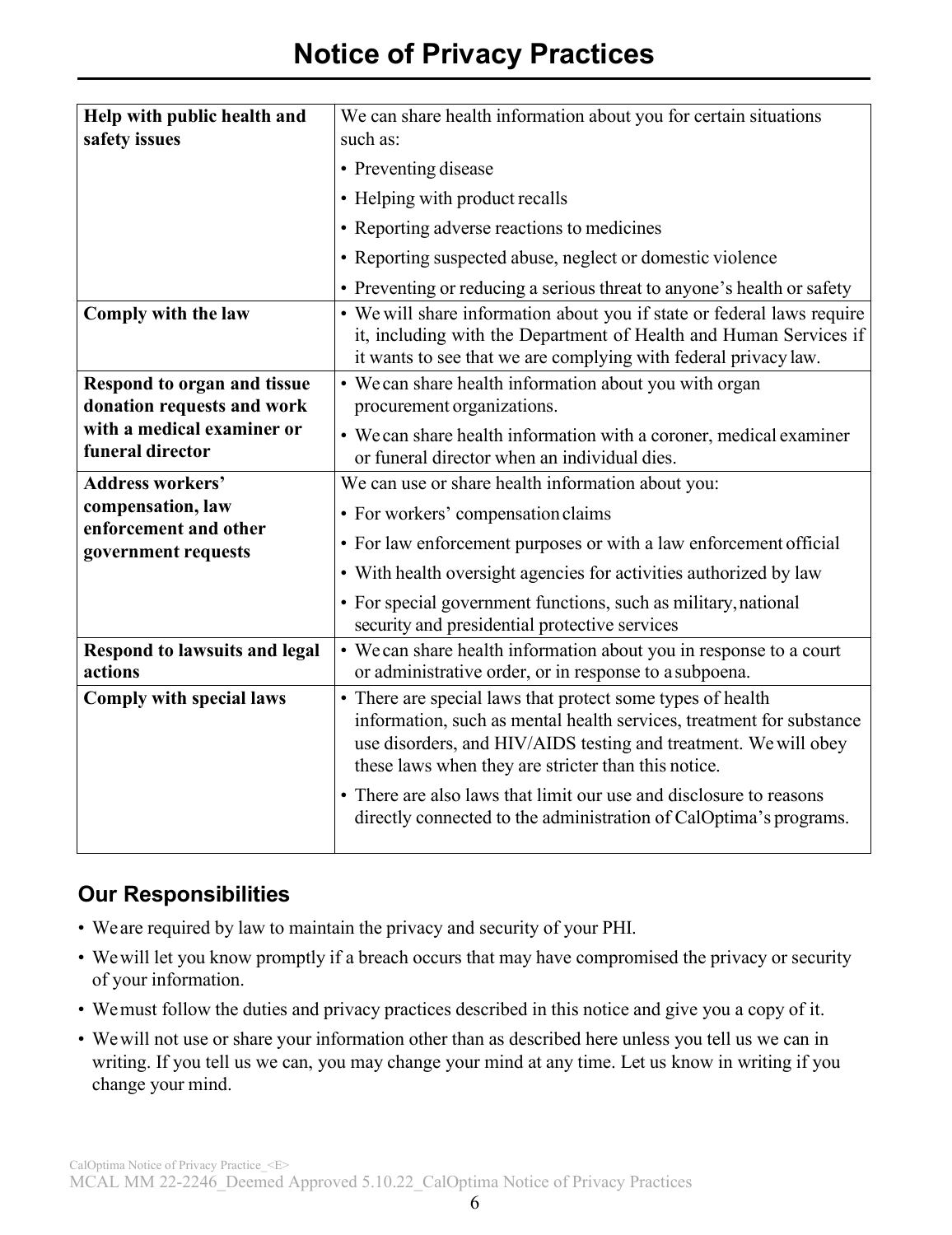# Notice of Privacy Practices

| | |
|---|---|
| **Help with public health and safety issues** | We can share health information about you for certain situations such as:<br>• Preventing disease<br>• Helping with product recalls<br>• Reporting adverse reactions to medicines<br>• Reporting suspected abuse, neglect or domestic violence<br>• Preventing or reducing a serious threat to anyone's health or safety |
| **Comply with the law** | • We will share information about you if state or federal laws require it, including with the Department of Health and Human Services if it wants to see that we are complying with federal privacy law. |
| **Respond to organ and tissue donation requests and work with a medical examiner or funeral director** | • We can share health information about you with organ procurement organizations.<br>• We can share health information with a coroner, medical examiner or funeral director when an individual dies. |
| **Address workers' compensation, law enforcement and other government requests** | We can use or share health information about you:<br>• For workers' compensation claims<br>• For law enforcement purposes or with a law enforcement official<br>• With health oversight agencies for activities authorized by law<br>• For special government functions, such as military, national security and presidential protective services |
| **Respond to lawsuits and legal actions** | • We can share health information about you in response to a court or administrative order, or in response to a subpoena. |
| **Comply with special laws** | • There are special laws that protect some types of health information, such as mental health services, treatment for substance use disorders, and HIV/AIDS testing and treatment. We will obey these laws when they are stricter than this notice.<br>• There are also laws that limit our use and disclosure to reasons directly connected to the administration of CalOptima's programs. |

## Our Responsibilities

- We are required by law to maintain the privacy and security of your PHI.
- We will let you know promptly if a breach occurs that may have compromised the privacy or security of your information.
- We must follow the duties and privacy practices described in this notice and give you a copy of it.
- We will not use or share your information other than as described here unless you tell us we can in writing. If you tell us we can, you may change your mind at any time. Let us know in writing if you change your mind.

CalOptima Notice of Privacy Practice_<E>
MCAL MM 22-2246_Deemed Approved 5.10.22_CalOptima Notice of Privacy Practices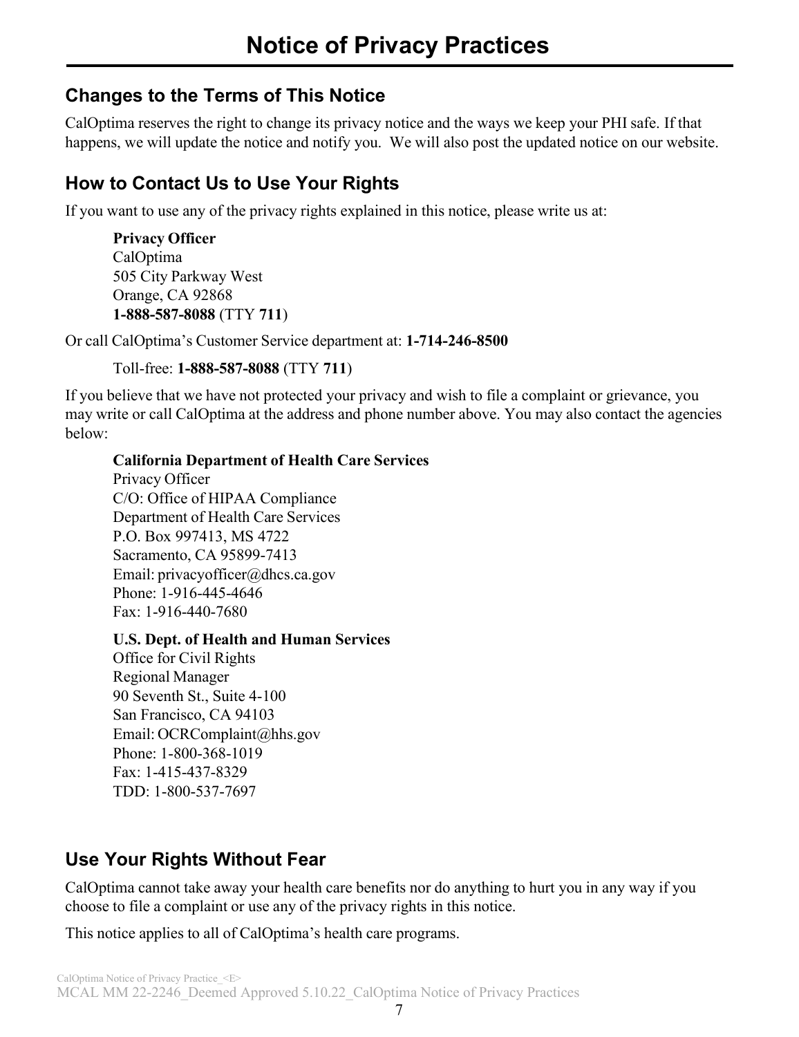# Notice of Privacy Practices

## Changes to the Terms of This Notice

CalOptima reserves the right to change its privacy notice and the ways we keep your PHI safe. If that happens, we will update the notice and notify you. We will also post the updated notice on our website.

## How to Contact Us to Use Your Rights

If you want to use any of the privacy rights explained in this notice, please write us at:

**Privacy Officer**
CalOptima
505 City Parkway West
Orange, CA 92868
**1-888-587-8088** (TTY **711**)

Or call CalOptima's Customer Service department at: **1-714-246-8500**

Toll-free: **1-888-587-8088** (TTY **711**)

If you believe that we have not protected your privacy and wish to file a complaint or grievance, you may write or call CalOptima at the address and phone number above. You may also contact the agencies below:

**California Department of Health Care Services**
Privacy Officer
C/O: Office of HIPAA Compliance
Department of Health Care Services
P.O. Box 997413, MS 4722
Sacramento, CA 95899-7413
Email: privacyofficer@dhcs.ca.gov
Phone: 1-916-445-4646
Fax: 1-916-440-7680

**U.S. Dept. of Health and Human Services**
Office for Civil Rights
Regional Manager
90 Seventh St., Suite 4-100
San Francisco, CA 94103
Email: OCRComplaint@hhs.gov
Phone: 1-800-368-1019
Fax: 1-415-437-8329
TDD: 1-800-537-7697

## Use Your Rights Without Fear

CalOptima cannot take away your health care benefits nor do anything to hurt you in any way if you choose to file a complaint or use any of the privacy rights in this notice.

This notice applies to all of CalOptima's health care programs.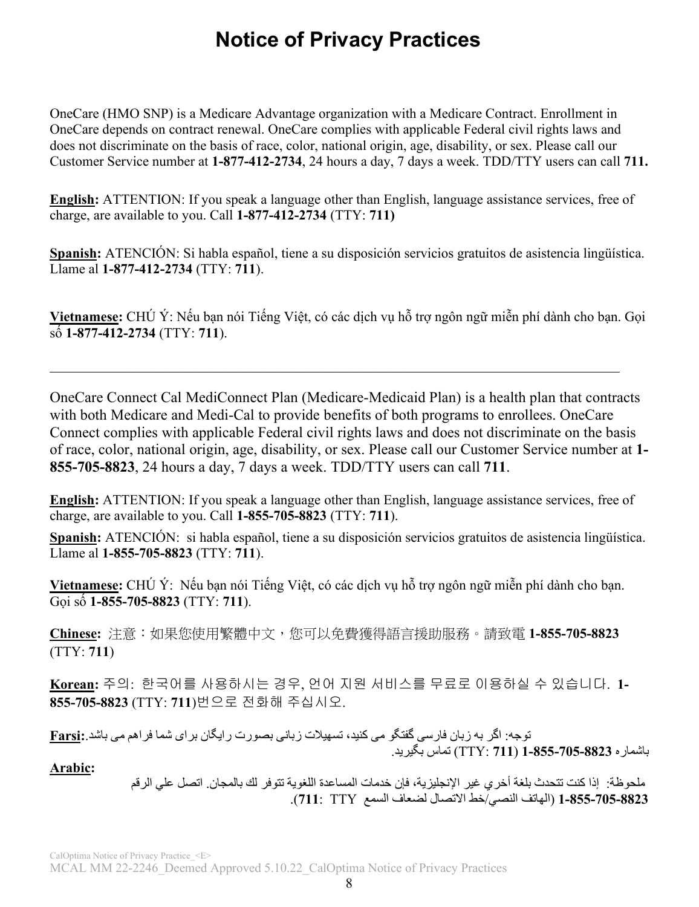# Notice of Privacy Practices

OneCare (HMO SNP) is a Medicare Advantage organization with a Medicare Contract. Enrollment in OneCare depends on contract renewal. OneCare complies with applicable Federal civil rights laws and does not discriminate on the basis of race, color, national origin, age, disability, or sex. Please call our Customer Service number at **1-877-412-2734**, 24 hours a day, 7 days a week. TDD/TTY users can call **711.**

**English:** ATTENTION: If you speak a language other than English, language assistance services, free of charge, are available to you. Call **1-877-412-2734** (TTY: **711)**

**Spanish:** ATENCIÓN: Si habla español, tiene a su disposición servicios gratuitos de asistencia lingüística. Llame al **1-877-412-2734** (TTY: **711**).

**Vietnamese:** CHÚ Ý: Nếu bạn nói Tiếng Việt, có các dịch vụ hỗ trợ ngôn ngữ miễn phí dành cho bạn. Gọi số **1-877-412-2734** (TTY: **711**).

---

OneCare Connect Cal MediConnect Plan (Medicare-Medicaid Plan) is a health plan that contracts with both Medicare and Medi-Cal to provide benefits of both programs to enrollees. OneCare Connect complies with applicable Federal civil rights laws and does not discriminate on the basis of race, color, national origin, age, disability, or sex. Please call our Customer Service number at **1-855-705-8823**, 24 hours a day, 7 days a week. TDD/TTY users can call **711**.

**English:** ATTENTION: If you speak a language other than English, language assistance services, free of charge, are available to you. Call **1-855-705-8823** (TTY: **711**).

**Spanish:** ATENCIÓN: si habla español, tiene a su disposición servicios gratuitos de asistencia lingüística. Llame al **1-855-705-8823** (TTY: **711**).

**Vietnamese:** CHÚ Ý: Nếu bạn nói Tiếng Việt, có các dịch vụ hỗ trợ ngôn ngữ miễn phí dành cho bạn. Gọi số **1-855-705-8823** (TTY: **711**).

**Chinese:** 注意：如果您使用繁體中文，您可以免費獲得語言援助服務。請致電 **1-855-705-8823** (TTY: **711**)

**Korean:** 주의: 한국어를 사용하시는 경우, 언어 지원 서비스를 무료로 이용하실 수 있습니다. **1-855-705-8823** (TTY: **711**)번으로 전화해 주십시오.

**Farsi:** توجه: اگر به زبان فارسی گفتگو می کنید، تسهیلات زبانی بصورت رایگان برای شما فراهم می باشد. باشماره **1-855-705-8823** (TTY: **711**) تماس بگیرید.

**Arabic:**

ملحوظة: إذا كنت تتحدث بلغة أخري غير الإنجليزية، فإن خدمات المساعدة اللغوية تتوفر لك بالمجان. اتصل علي الرقم **1-855-705-8823** (الهاتف النصي/خط الاتصال لضعاف السمع TTY: **711**).

CalOptima Notice of Privacy Practice_<E>
MCAL MM 22-2246_Deemed Approved 5.10.22_CalOptima Notice of Privacy Practices